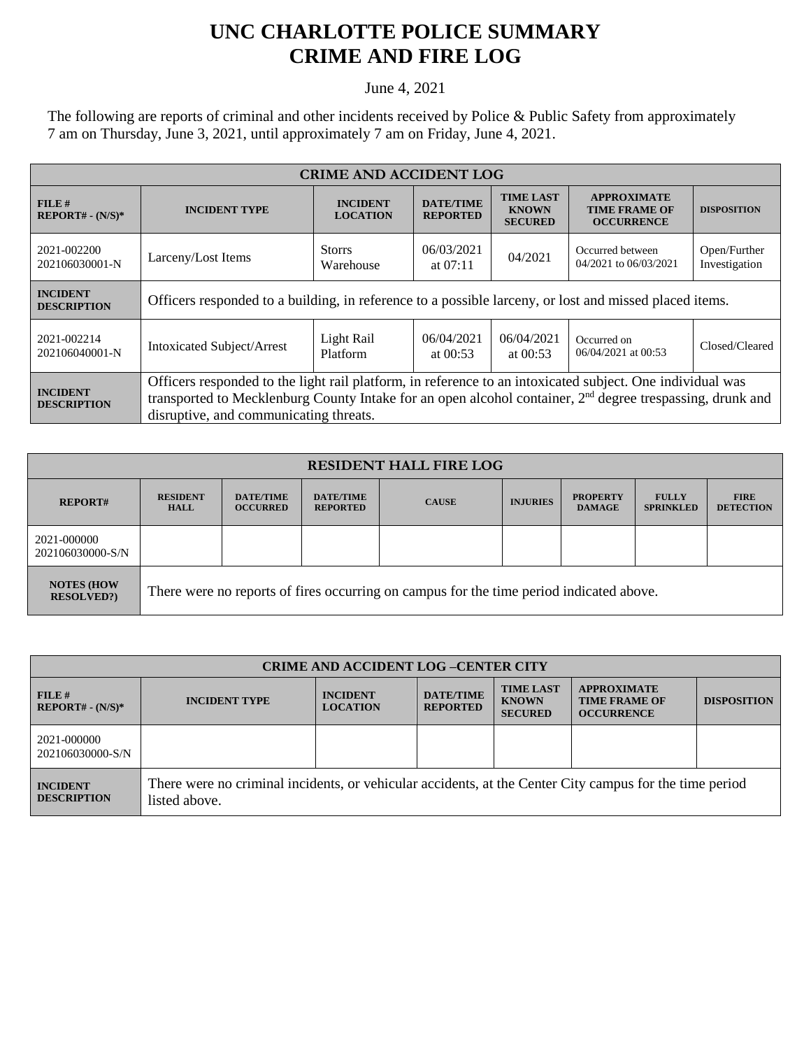# UNC CHARLOTTE POLICE SUMMARY
# CRIME AND FIRE LOG

June 4, 2021

The following are reports of criminal and other incidents received by Police & Public Safety from approximately 7 am on Thursday, June 3, 2021, until approximately 7 am on Friday, June 4, 2021.

| CRIME AND ACCIDENT LOG | | | | | | |
|---|---|---|---|---|---|---|
| **FILE # REPORT# - (N/S)*** | **INCIDENT TYPE** | **INCIDENT LOCATION** | **DATE/TIME REPORTED** | **TIME LAST KNOWN SECURED** | **APPROXIMATE TIME FRAME OF OCCURRENCE** | **DISPOSITION** |
| 2021-002200 202106030001-N | Larceny/Lost Items | Storrs Warehouse | 06/03/2021 at 07:11 | 04/2021 | Occurred between 04/2021 to 06/03/2021 | Open/Further Investigation |
| **INCIDENT DESCRIPTION** | Officers responded to a building, in reference to a possible larceny, or lost and missed placed items. | | | | | |
| 2021-002214 202106040001-N | Intoxicated Subject/Arrest | Light Rail Platform | 06/04/2021 at 00:53 | 06/04/2021 at 00:53 | Occurred on 06/04/2021 at 00:53 | Closed/Cleared |
| **INCIDENT DESCRIPTION** | Officers responded to the light rail platform, in reference to an intoxicated subject. One individual was transported to Mecklenburg County Intake for an open alcohol container, 2nd degree trespassing, drunk and disruptive, and communicating threats. | | | | | |

| RESIDENT HALL FIRE LOG | | | | | | | | |
|---|---|---|---|---|---|---|---|---|
| **REPORT#** | **RESIDENT HALL** | **DATE/TIME OCCURRED** | **DATE/TIME REPORTED** | **CAUSE** | **INJURIES** | **PROPERTY DAMAGE** | **FULLY SPRINKLED** | **FIRE DETECTION** |
| 2021-000000 202106030000-S/N | | | | | | | | |
| **NOTES (HOW RESOLVED?)** | There were no reports of fires occurring on campus for the time period indicated above. | | | | | | | |

| CRIME AND ACCIDENT LOG –CENTER CITY | | | | | | |
|---|---|---|---|---|---|---|
| **FILE # REPORT# - (N/S)*** | **INCIDENT TYPE** | **INCIDENT LOCATION** | **DATE/TIME REPORTED** | **TIME LAST KNOWN SECURED** | **APPROXIMATE TIME FRAME OF OCCURRENCE** | **DISPOSITION** |
| 2021-000000 202106030000-S/N | | | | | | |
| **INCIDENT DESCRIPTION** | There were no criminal incidents, or vehicular accidents, at the Center City campus for the time period listed above. | | | | | |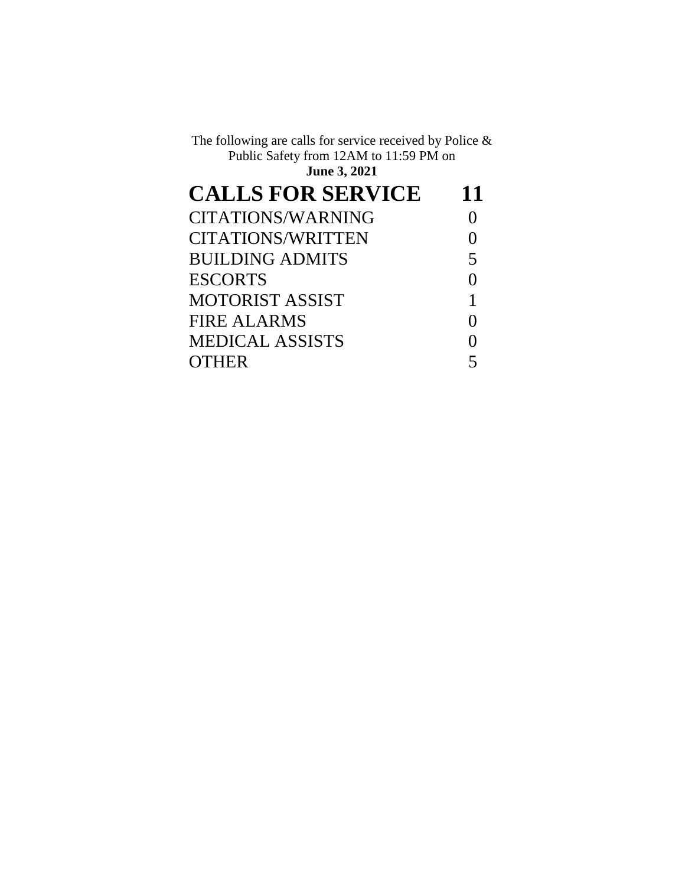The following are calls for service received by Police & Public Safety from 12AM to 11:59 PM on

**June 3, 2021**

| **CALLS FOR SERVICE** | **11** |
|---|---|
| CITATIONS/WARNING | 0 |
| CITATIONS/WRITTEN | 0 |
| BUILDING ADMITS | 5 |
| ESCORTS | 0 |
| MOTORIST ASSIST | 1 |
| FIRE ALARMS | 0 |
| MEDICAL ASSISTS | 0 |
| OTHER | 5 |